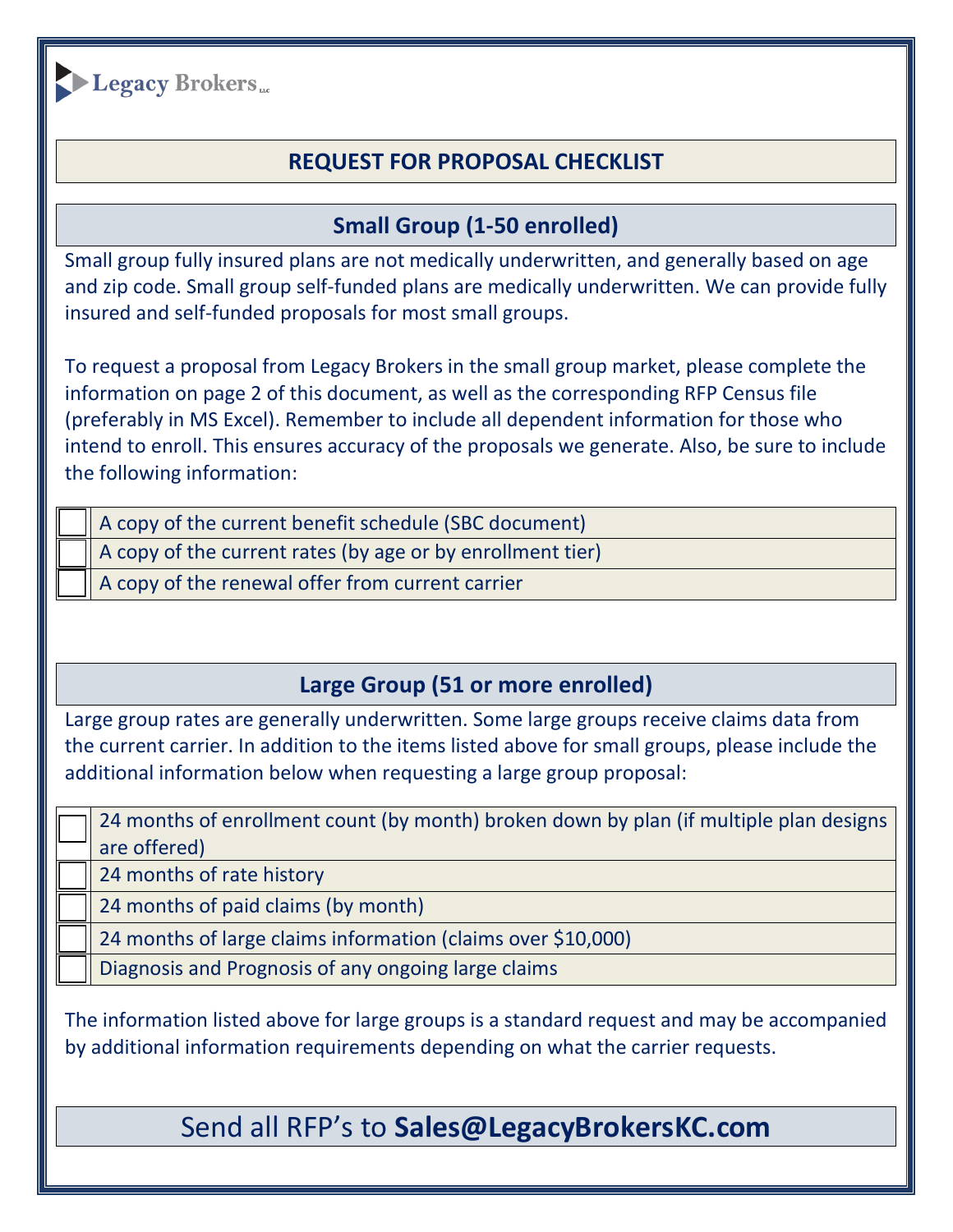Legacy Brokers LLC

# REQUEST FOR PROPOSAL CHECKLIST

## Small Group (1-50 enrolled)

Small group fully insured plans are not medically underwritten, and generally based on age and zip code. Small group self-funded plans are medically underwritten. We can provide fully insured and self-funded proposals for most small groups.

To request a proposal from Legacy Brokers in the small group market, please complete the information on page 2 of this document, as well as the corresponding RFP Census file (preferably in MS Excel). Remember to include all dependent information for those who intend to enroll. This ensures accuracy of the proposals we generate. Also, be sure to include the following information:

- [ ] A copy of the current benefit schedule (SBC document)
- [ ] A copy of the current rates (by age or by enrollment tier)
- [ ] A copy of the renewal offer from current carrier

## Large Group (51 or more enrolled)

Large group rates are generally underwritten. Some large groups receive claims data from the current carrier. In addition to the items listed above for small groups, please include the additional information below when requesting a large group proposal:

- [ ] 24 months of enrollment count (by month) broken down by plan (if multiple plan designs are offered)
- [ ] 24 months of rate history
- [ ] 24 months of paid claims (by month)
- [ ] 24 months of large claims information (claims over $10,000)
- [ ] Diagnosis and Prognosis of any ongoing large claims

The information listed above for large groups is a standard request and may be accompanied by additional information requirements depending on what the carrier requests.

Send all RFP's to **Sales@LegacyBrokersKC.com**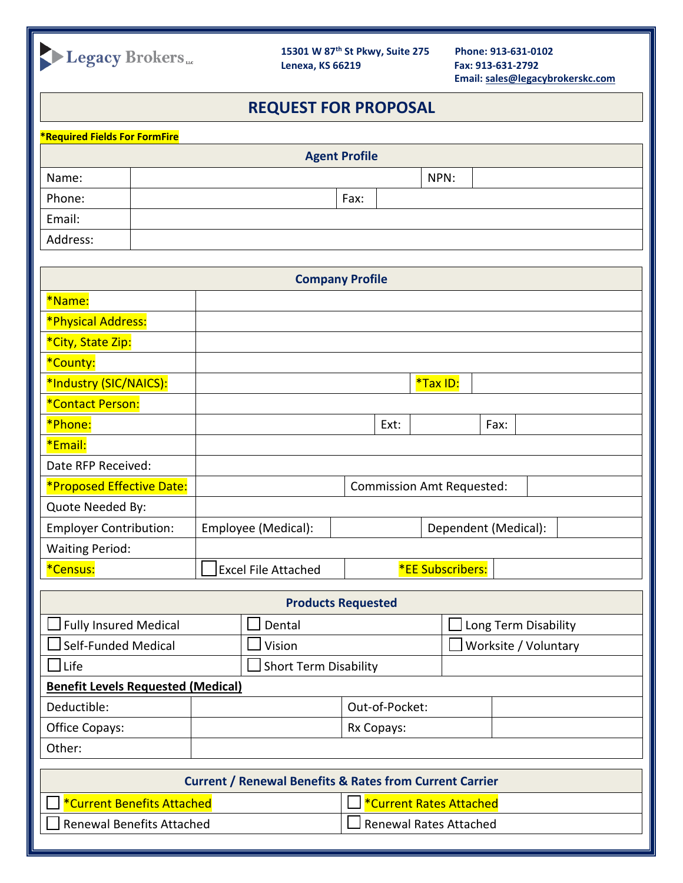Legacy Brokers LLC

15301 W 87th St Pkwy, Suite 275
Lenexa, KS 66219

Phone: 913-631-0102
Fax: 913-631-2792
Email: sales@legacybrokerskc.com

# REQUEST FOR PROPOSAL

*Required Fields For FormFire

| Agent Profile | | | |
|---|---|---|---|
| Name: | | NPN: | |
| Phone: | | Fax: | |
| Email: | | | |
| Address: | | | |

| Company Profile | | | | | |
|---|---|---|---|---|---|
| *Name: | | | | | |
| *Physical Address: | | | | | |
| *City, State Zip: | | | | | |
| *County: | | | | | |
| *Industry (SIC/NAICS): | | *Tax ID: | | | |
| *Contact Person: | | | | | |
| *Phone: | | Ext: | | Fax: | |
| *Email: | | | | | |
| Date RFP Received: | | | | | |
| *Proposed Effective Date: | | Commission Amt Requested: | | | |
| Quote Needed By: | | | | | |
| Employer Contribution: | Employee (Medical): | | Dependent (Medical): | | |
| Waiting Period: | | | | | |
| *Census: | ☐ Excel File Attached | *EE Subscribers: | | | |

| Products Requested | | |
|---|---|---|
| ☐ Fully Insured Medical | ☐ Dental | ☐ Long Term Disability |
| ☐ Self-Funded Medical | ☐ Vision | ☐ Worksite / Voluntary |
| ☐ Life | ☐ Short Term Disability | |

| **Benefit Levels Requested (Medical)** | | | |
|---|---|---|---|
| Deductible: | | Out-of-Pocket: | |
| Office Copays: | | Rx Copays: | |
| Other: | | | |

| Current / Renewal Benefits & Rates from Current Carrier | |
|---|---|
| ☐ *Current Benefits Attached | ☐ *Current Rates Attached |
| ☐ Renewal Benefits Attached | ☐ Renewal Rates Attached |